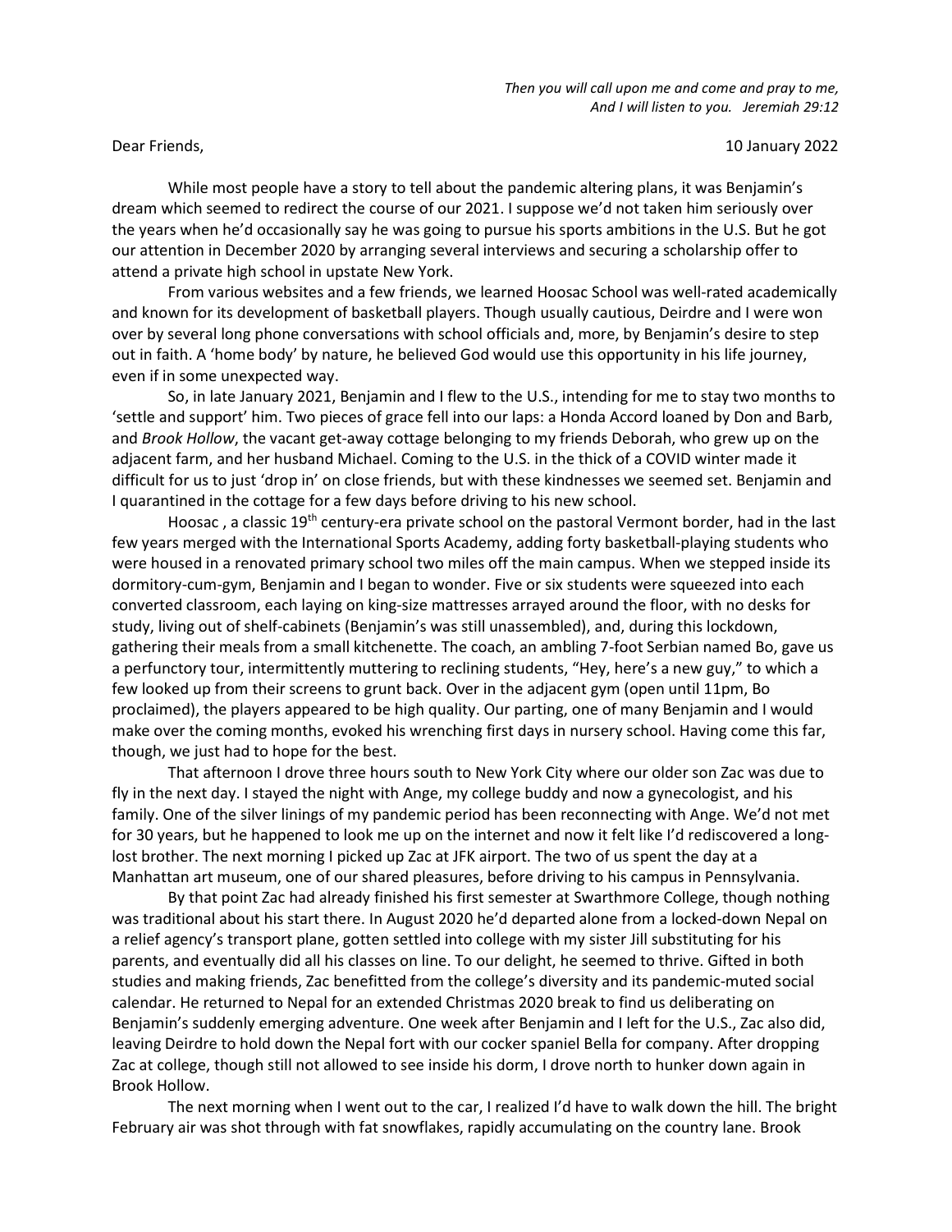*Then you will call upon me and come and pray to me,*
*And I will listen to you.   Jeremiah 29:12*

Dear Friends,                                                                                                                    10 January 2022

While most people have a story to tell about the pandemic altering plans, it was Benjamin's dream which seemed to redirect the course of our 2021. I suppose we'd not taken him seriously over the years when he'd occasionally say he was going to pursue his sports ambitions in the U.S. But he got our attention in December 2020 by arranging several interviews and securing a scholarship offer to attend a private high school in upstate New York.

From various websites and a few friends, we learned Hoosac School was well-rated academically and known for its development of basketball players. Though usually cautious, Deirdre and I were won over by several long phone conversations with school officials and, more, by Benjamin's desire to step out in faith. A 'home body' by nature, he believed God would use this opportunity in his life journey, even if in some unexpected way.

So, in late January 2021, Benjamin and I flew to the U.S., intending for me to stay two months to 'settle and support' him. Two pieces of grace fell into our laps: a Honda Accord loaned by Don and Barb, and *Brook Hollow*, the vacant get-away cottage belonging to my friends Deborah, who grew up on the adjacent farm, and her husband Michael. Coming to the U.S. in the thick of a COVID winter made it difficult for us to just 'drop in' on close friends, but with these kindnesses we seemed set. Benjamin and I quarantined in the cottage for a few days before driving to his new school.

Hoosac , a classic 19th century-era private school on the pastoral Vermont border, had in the last few years merged with the International Sports Academy, adding forty basketball-playing students who were housed in a renovated primary school two miles off the main campus. When we stepped inside its dormitory-cum-gym, Benjamin and I began to wonder. Five or six students were squeezed into each converted classroom, each laying on king-size mattresses arrayed around the floor, with no desks for study, living out of shelf-cabinets (Benjamin's was still unassembled), and, during this lockdown, gathering their meals from a small kitchenette. The coach, an ambling 7-foot Serbian named Bo, gave us a perfunctory tour, intermittently muttering to reclining students, "Hey, here's a new guy," to which a few looked up from their screens to grunt back. Over in the adjacent gym (open until 11pm, Bo proclaimed), the players appeared to be high quality. Our parting, one of many Benjamin and I would make over the coming months, evoked his wrenching first days in nursery school. Having come this far, though, we just had to hope for the best.

That afternoon I drove three hours south to New York City where our older son Zac was due to fly in the next day. I stayed the night with Ange, my college buddy and now a gynecologist, and his family. One of the silver linings of my pandemic period has been reconnecting with Ange. We'd not met for 30 years, but he happened to look me up on the internet and now it felt like I'd rediscovered a long-lost brother. The next morning I picked up Zac at JFK airport. The two of us spent the day at a Manhattan art museum, one of our shared pleasures, before driving to his campus in Pennsylvania.

By that point Zac had already finished his first semester at Swarthmore College, though nothing was traditional about his start there. In August 2020 he'd departed alone from a locked-down Nepal on a relief agency's transport plane, gotten settled into college with my sister Jill substituting for his parents, and eventually did all his classes on line. To our delight, he seemed to thrive. Gifted in both studies and making friends, Zac benefitted from the college's diversity and its pandemic-muted social calendar. He returned to Nepal for an extended Christmas 2020 break to find us deliberating on Benjamin's suddenly emerging adventure. One week after Benjamin and I left for the U.S., Zac also did, leaving Deirdre to hold down the Nepal fort with our cocker spaniel Bella for company. After dropping Zac at college, though still not allowed to see inside his dorm, I drove north to hunker down again in Brook Hollow.

The next morning when I went out to the car, I realized I'd have to walk down the hill. The bright February air was shot through with fat snowflakes, rapidly accumulating on the country lane. Brook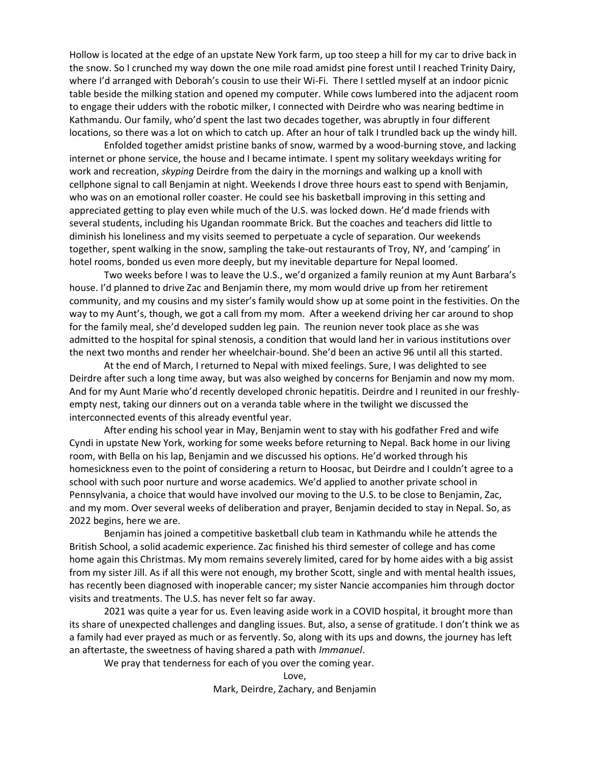Hollow is located at the edge of an upstate New York farm, up too steep a hill for my car to drive back in the snow. So I crunched my way down the one mile road amidst pine forest until I reached Trinity Dairy, where I'd arranged with Deborah's cousin to use their Wi-Fi. There I settled myself at an indoor picnic table beside the milking station and opened my computer. While cows lumbered into the adjacent room to engage their udders with the robotic milker, I connected with Deirdre who was nearing bedtime in Kathmandu. Our family, who'd spent the last two decades together, was abruptly in four different locations, so there was a lot on which to catch up. After an hour of talk I trundled back up the windy hill.

Enfolded together amidst pristine banks of snow, warmed by a wood-burning stove, and lacking internet or phone service, the house and I became intimate. I spent my solitary weekdays writing for work and recreation, *skyping* Deirdre from the dairy in the mornings and walking up a knoll with cellphone signal to call Benjamin at night. Weekends I drove three hours east to spend with Benjamin, who was on an emotional roller coaster. He could see his basketball improving in this setting and appreciated getting to play even while much of the U.S. was locked down. He'd made friends with several students, including his Ugandan roommate Brick. But the coaches and teachers did little to diminish his loneliness and my visits seemed to perpetuate a cycle of separation. Our weekends together, spent walking in the snow, sampling the take-out restaurants of Troy, NY, and 'camping' in hotel rooms, bonded us even more deeply, but my inevitable departure for Nepal loomed.

Two weeks before I was to leave the U.S., we'd organized a family reunion at my Aunt Barbara's house. I'd planned to drive Zac and Benjamin there, my mom would drive up from her retirement community, and my cousins and my sister's family would show up at some point in the festivities. On the way to my Aunt's, though, we got a call from my mom. After a weekend driving her car around to shop for the family meal, she'd developed sudden leg pain. The reunion never took place as she was admitted to the hospital for spinal stenosis, a condition that would land her in various institutions over the next two months and render her wheelchair-bound. She'd been an active 96 until all this started.

At the end of March, I returned to Nepal with mixed feelings. Sure, I was delighted to see Deirdre after such a long time away, but was also weighed by concerns for Benjamin and now my mom. And for my Aunt Marie who'd recently developed chronic hepatitis. Deirdre and I reunited in our freshly-empty nest, taking our dinners out on a veranda table where in the twilight we discussed the interconnected events of this already eventful year.

After ending his school year in May, Benjamin went to stay with his godfather Fred and wife Cyndi in upstate New York, working for some weeks before returning to Nepal. Back home in our living room, with Bella on his lap, Benjamin and we discussed his options. He'd worked through his homesickness even to the point of considering a return to Hoosac, but Deirdre and I couldn't agree to a school with such poor nurture and worse academics. We'd applied to another private school in Pennsylvania, a choice that would have involved our moving to the U.S. to be close to Benjamin, Zac, and my mom. Over several weeks of deliberation and prayer, Benjamin decided to stay in Nepal. So, as 2022 begins, here we are.

Benjamin has joined a competitive basketball club team in Kathmandu while he attends the British School, a solid academic experience. Zac finished his third semester of college and has come home again this Christmas. My mom remains severely limited, cared for by home aides with a big assist from my sister Jill. As if all this were not enough, my brother Scott, single and with mental health issues, has recently been diagnosed with inoperable cancer; my sister Nancie accompanies him through doctor visits and treatments. The U.S. has never felt so far away.

2021 was quite a year for us. Even leaving aside work in a COVID hospital, it brought more than its share of unexpected challenges and dangling issues. But, also, a sense of gratitude. I don't think we as a family had ever prayed as much or as fervently. So, along with its ups and downs, the journey has left an aftertaste, the sweetness of having shared a path with *Immanuel*.

We pray that tenderness for each of you over the coming year.

Love,

Mark, Deirdre, Zachary, and Benjamin